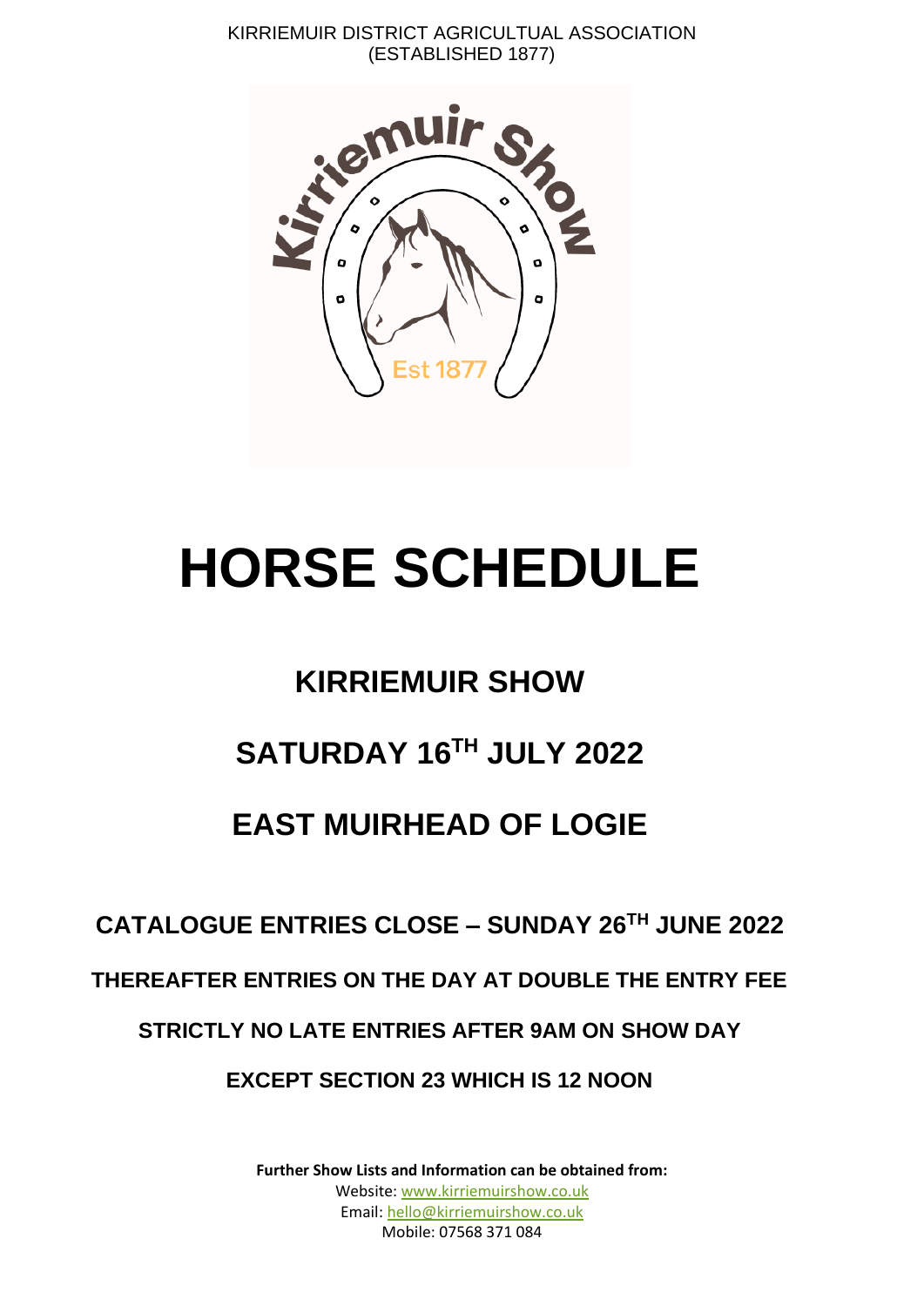KIRRIEMUIR DISTRICT AGRICULTUAL ASSOCIATION
(ESTABLISHED 1877)

# HORSE SCHEDULE

## KIRRIEMUIR SHOW

## SATURDAY 16TH JULY 2022

## EAST MUIRHEAD OF LOGIE

**CATALOGUE ENTRIES CLOSE – SUNDAY 26TH JUNE 2022**

**THEREAFTER ENTRIES ON THE DAY AT DOUBLE THE ENTRY FEE**

**STRICTLY NO LATE ENTRIES AFTER 9AM ON SHOW DAY**

**EXCEPT SECTION 23 WHICH IS 12 NOON**

**Further Show Lists and Information can be obtained from:**
Website: www.kirriemuirshow.co.uk
Email: hello@kirriemuirshow.co.uk
Mobile: 07568 371 084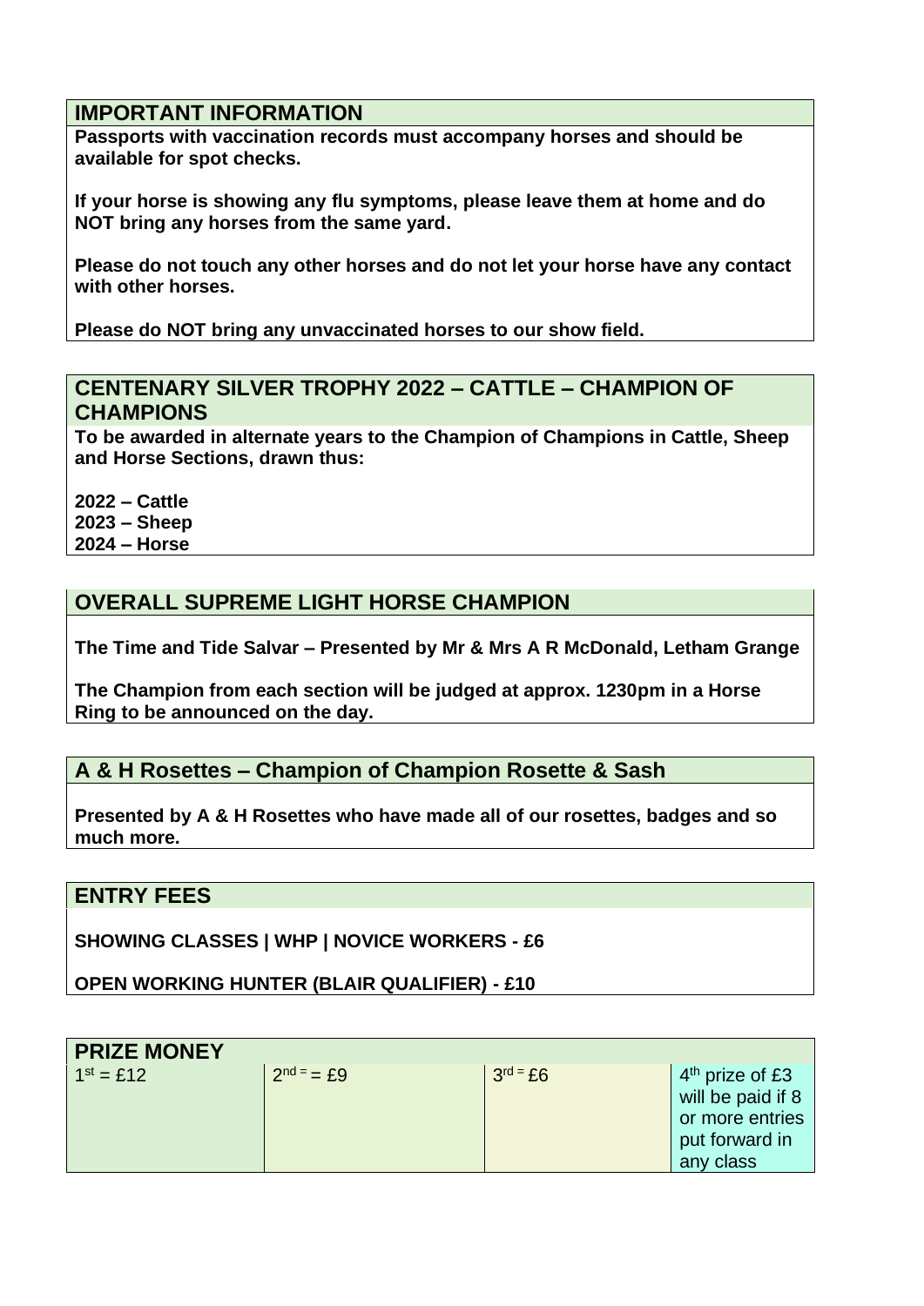## IMPORTANT INFORMATION

**Passports with vaccination records must accompany horses and should be available for spot checks.**

**If your horse is showing any flu symptoms, please leave them at home and do NOT bring any horses from the same yard.**

**Please do not touch any other horses and do not let your horse have any contact with other horses.**

**Please do NOT bring any unvaccinated horses to our show field.**

## CENTENARY SILVER TROPHY 2022 – CATTLE – CHAMPION OF CHAMPIONS

**To be awarded in alternate years to the Champion of Champions in Cattle, Sheep and Horse Sections, drawn thus:**

**2022 – Cattle**
**2023 – Sheep**
**2024 – Horse**

## OVERALL SUPREME LIGHT HORSE CHAMPION

**The Time and Tide Salvar – Presented by Mr & Mrs A R McDonald, Letham Grange**

**The Champion from each section will be judged at approx. 1230pm in a Horse Ring to be announced on the day.**

## A & H Rosettes – Champion of Champion Rosette & Sash

**Presented by A & H Rosettes who have made all of our rosettes, badges and so much more.**

## ENTRY FEES

**SHOWING CLASSES | WHP | NOVICE WORKERS - £6**

**OPEN WORKING HUNTER (BLAIR QUALIFIER) - £10**

## PRIZE MONEY

| 1st = £12 | 2nd = = £9 | 3rd = £6 | 4th prize of £3 will be paid if 8 or more entries put forward in any class |
|---|---|---|---|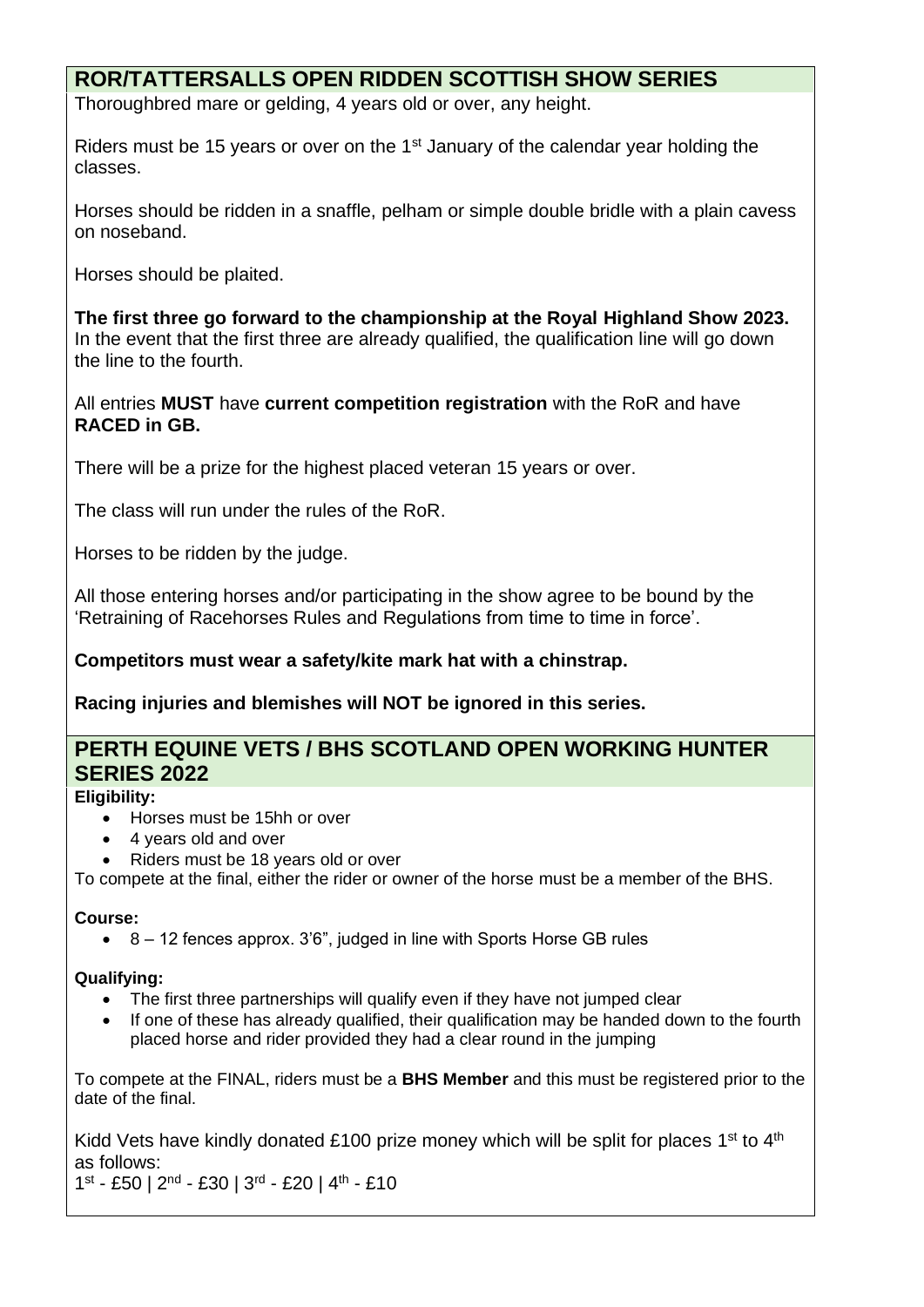## ROR/TATTERSALLS OPEN RIDDEN SCOTTISH SHOW SERIES

Thoroughbred mare or gelding, 4 years old or over, any height.

Riders must be 15 years or over on the 1st January of the calendar year holding the classes.

Horses should be ridden in a snaffle, pelham or simple double bridle with a plain cavess on noseband.

Horses should be plaited.

**The first three go forward to the championship at the Royal Highland Show 2023.** In the event that the first three are already qualified, the qualification line will go down the line to the fourth.

All entries **MUST** have **current competition registration** with the RoR and have **RACED in GB.**

There will be a prize for the highest placed veteran 15 years or over.

The class will run under the rules of the RoR.

Horses to be ridden by the judge.

All those entering horses and/or participating in the show agree to be bound by the 'Retraining of Racehorses Rules and Regulations from time to time in force'.

**Competitors must wear a safety/kite mark hat with a chinstrap.**

**Racing injuries and blemishes will NOT be ignored in this series.**

## PERTH EQUINE VETS / BHS SCOTLAND OPEN WORKING HUNTER SERIES 2022

**Eligibility:**

- Horses must be 15hh or over
- 4 years old and over
- Riders must be 18 years old or over

To compete at the final, either the rider or owner of the horse must be a member of the BHS.

**Course:**

- 8 – 12 fences approx. 3'6", judged in line with Sports Horse GB rules

**Qualifying:**

- The first three partnerships will qualify even if they have not jumped clear
- If one of these has already qualified, their qualification may be handed down to the fourth placed horse and rider provided they had a clear round in the jumping

To compete at the FINAL, riders must be a **BHS Member** and this must be registered prior to the date of the final.

Kidd Vets have kindly donated £100 prize money which will be split for places 1st to 4th as follows:
1st - £50 | 2nd - £30 | 3rd - £20 | 4th - £10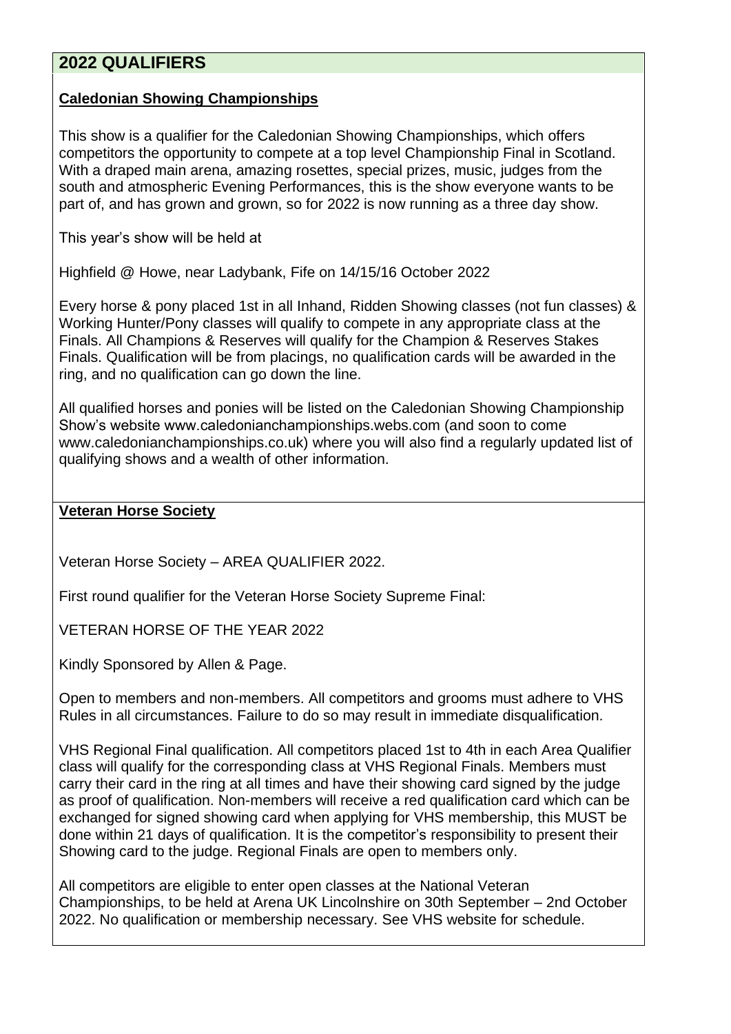## 2022 QUALIFIERS

### Caledonian Showing Championships

This show is a qualifier for the Caledonian Showing Championships, which offers competitors the opportunity to compete at a top level Championship Final in Scotland. With a draped main arena, amazing rosettes, special prizes, music, judges from the south and atmospheric Evening Performances, this is the show everyone wants to be part of, and has grown and grown, so for 2022 is now running as a three day show.

This year's show will be held at

Highfield @ Howe, near Ladybank, Fife on 14/15/16 October 2022

Every horse & pony placed 1st in all Inhand, Ridden Showing classes (not fun classes) & Working Hunter/Pony classes will qualify to compete in any appropriate class at the Finals. All Champions & Reserves will qualify for the Champion & Reserves Stakes Finals. Qualification will be from placings, no qualification cards will be awarded in the ring, and no qualification can go down the line.

All qualified horses and ponies will be listed on the Caledonian Showing Championship Show's website www.caledonianchampionships.webs.com (and soon to come www.caledonianchampionships.co.uk) where you will also find a regularly updated list of qualifying shows and a wealth of other information.

### Veteran Horse Society

Veteran Horse Society – AREA QUALIFIER 2022.

First round qualifier for the Veteran Horse Society Supreme Final:

VETERAN HORSE OF THE YEAR 2022

Kindly Sponsored by Allen & Page.

Open to members and non-members. All competitors and grooms must adhere to VHS Rules in all circumstances. Failure to do so may result in immediate disqualification.

VHS Regional Final qualification. All competitors placed 1st to 4th in each Area Qualifier class will qualify for the corresponding class at VHS Regional Finals. Members must carry their card in the ring at all times and have their showing card signed by the judge as proof of qualification. Non-members will receive a red qualification card which can be exchanged for signed showing card when applying for VHS membership, this MUST be done within 21 days of qualification. It is the competitor's responsibility to present their Showing card to the judge. Regional Finals are open to members only.

All competitors are eligible to enter open classes at the National Veteran Championships, to be held at Arena UK Lincolnshire on 30th September – 2nd October 2022. No qualification or membership necessary. See VHS website for schedule.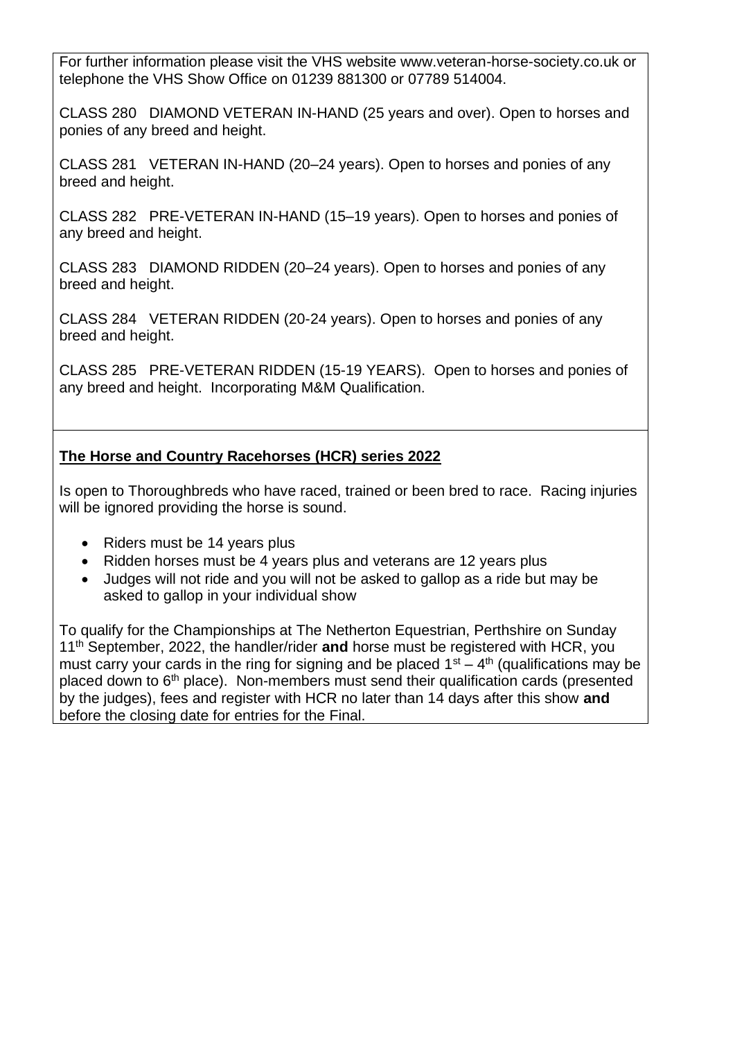For further information please visit the VHS website www.veteran-horse-society.co.uk or telephone the VHS Show Office on 01239 881300 or 07789 514004.

CLASS 280 DIAMOND VETERAN IN-HAND (25 years and over). Open to horses and ponies of any breed and height.

CLASS 281 VETERAN IN-HAND (20–24 years). Open to horses and ponies of any breed and height.

CLASS 282 PRE-VETERAN IN-HAND (15–19 years). Open to horses and ponies of any breed and height.

CLASS 283 DIAMOND RIDDEN (20–24 years). Open to horses and ponies of any breed and height.

CLASS 284 VETERAN RIDDEN (20-24 years). Open to horses and ponies of any breed and height.

CLASS 285 PRE-VETERAN RIDDEN (15-19 YEARS). Open to horses and ponies of any breed and height. Incorporating M&M Qualification.

**The Horse and Country Racehorses (HCR) series 2022**

Is open to Thoroughbreds who have raced, trained or been bred to race. Racing injuries will be ignored providing the horse is sound.

- Riders must be 14 years plus
- Ridden horses must be 4 years plus and veterans are 12 years plus
- Judges will not ride and you will not be asked to gallop as a ride but may be asked to gallop in your individual show

To qualify for the Championships at The Netherton Equestrian, Perthshire on Sunday 11th September, 2022, the handler/rider **and** horse must be registered with HCR, you must carry your cards in the ring for signing and be placed 1st – 4th (qualifications may be placed down to 6th place). Non-members must send their qualification cards (presented by the judges), fees and register with HCR no later than 14 days after this show **and** before the closing date for entries for the Final.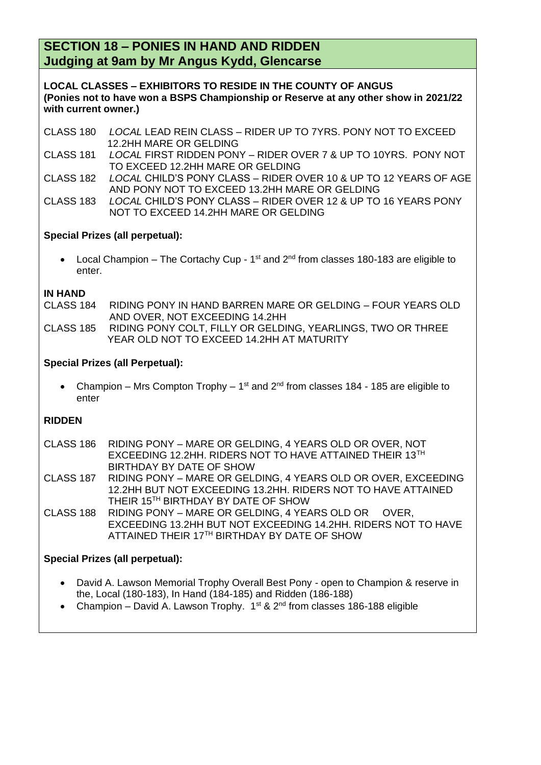## SECTION 18 – PONIES IN HAND AND RIDDEN
## Judging at 9am by Mr Angus Kydd, Glencarse

**LOCAL CLASSES – EXHIBITORS TO RESIDE IN THE COUNTY OF ANGUS**
**(Ponies not to have won a BSPS Championship or Reserve at any other show in 2021/22 with current owner.)**

CLASS 180 *LOCAL* LEAD REIN CLASS – RIDER UP TO 7YRS. PONY NOT TO EXCEED 12.2HH MARE OR GELDING

CLASS 181 *LOCAL* FIRST RIDDEN PONY – RIDER OVER 7 & UP TO 10YRS. PONY NOT TO EXCEED 12.2HH MARE OR GELDING

CLASS 182 *LOCAL* CHILD'S PONY CLASS – RIDER OVER 10 & UP TO 12 YEARS OF AGE AND PONY NOT TO EXCEED 13.2HH MARE OR GELDING

CLASS 183 *LOCAL* CHILD'S PONY CLASS – RIDER OVER 12 & UP TO 16 YEARS PONY NOT TO EXCEED 14.2HH MARE OR GELDING

**Special Prizes (all perpetual):**

- Local Champion – The Cortachy Cup - 1st and 2nd from classes 180-183 are eligible to enter.

**IN HAND**

CLASS 184 RIDING PONY IN HAND BARREN MARE OR GELDING – FOUR YEARS OLD AND OVER, NOT EXCEEDING 14.2HH

CLASS 185 RIDING PONY COLT, FILLY OR GELDING, YEARLINGS, TWO OR THREE YEAR OLD NOT TO EXCEED 14.2HH AT MATURITY

**Special Prizes (all Perpetual):**

- Champion – Mrs Compton Trophy – 1st and 2nd from classes 184 - 185 are eligible to enter

**RIDDEN**

CLASS 186 RIDING PONY – MARE OR GELDING, 4 YEARS OLD OR OVER, NOT EXCEEDING 12.2HH. RIDERS NOT TO HAVE ATTAINED THEIR 13TH BIRTHDAY BY DATE OF SHOW

CLASS 187 RIDING PONY – MARE OR GELDING, 4 YEARS OLD OR OVER, EXCEEDING 12.2HH BUT NOT EXCEEDING 13.2HH. RIDERS NOT TO HAVE ATTAINED THEIR 15TH BIRTHDAY BY DATE OF SHOW

CLASS 188 RIDING PONY – MARE OR GELDING, 4 YEARS OLD OR OVER, EXCEEDING 13.2HH BUT NOT EXCEEDING 14.2HH. RIDERS NOT TO HAVE ATTAINED THEIR 17TH BIRTHDAY BY DATE OF SHOW

**Special Prizes (all perpetual):**

- David A. Lawson Memorial Trophy Overall Best Pony - open to Champion & reserve in the, Local (180-183), In Hand (184-185) and Ridden (186-188)
- Champion – David A. Lawson Trophy. 1st & 2nd from classes 186-188 eligible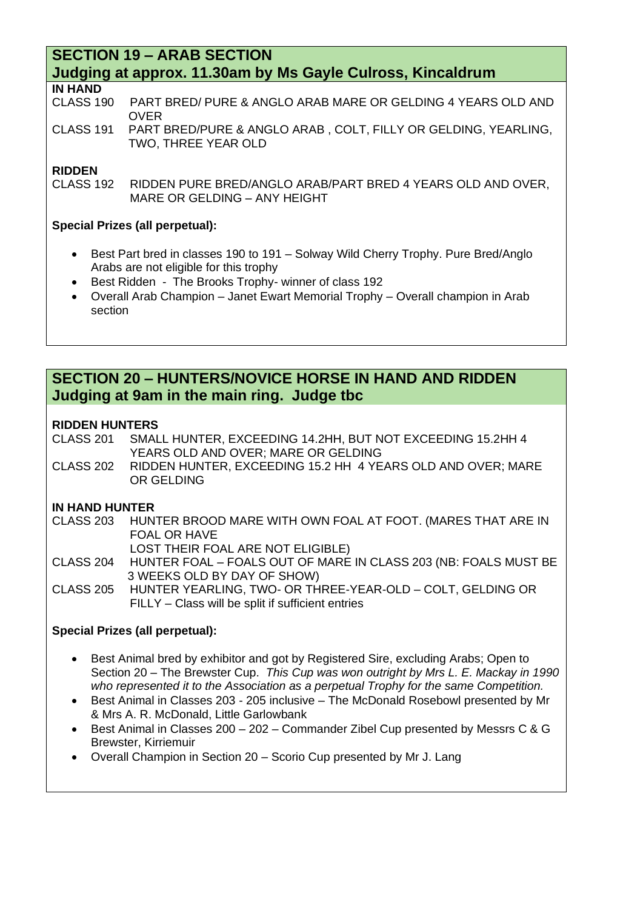## SECTION 19 – ARAB SECTION
## Judging at approx. 11.30am by Ms Gayle Culross, Kincaldrum

**IN HAND**

CLASS 190 PART BRED/ PURE & ANGLO ARAB MARE OR GELDING 4 YEARS OLD AND OVER

CLASS 191 PART BRED/PURE & ANGLO ARAB , COLT, FILLY OR GELDING, YEARLING, TWO, THREE YEAR OLD

**RIDDEN**

CLASS 192 RIDDEN PURE BRED/ANGLO ARAB/PART BRED 4 YEARS OLD AND OVER, MARE OR GELDING – ANY HEIGHT

**Special Prizes (all perpetual):**

- Best Part bred in classes 190 to 191 – Solway Wild Cherry Trophy. Pure Bred/Anglo Arabs are not eligible for this trophy
- Best Ridden - The Brooks Trophy- winner of class 192
- Overall Arab Champion – Janet Ewart Memorial Trophy – Overall champion in Arab section

## SECTION 20 – HUNTERS/NOVICE HORSE IN HAND AND RIDDEN
## Judging at 9am in the main ring. Judge tbc

**RIDDEN HUNTERS**

CLASS 201 SMALL HUNTER, EXCEEDING 14.2HH, BUT NOT EXCEEDING 15.2HH 4 YEARS OLD AND OVER; MARE OR GELDING

CLASS 202 RIDDEN HUNTER, EXCEEDING 15.2 HH 4 YEARS OLD AND OVER; MARE OR GELDING

**IN HAND HUNTER**

CLASS 203 HUNTER BROOD MARE WITH OWN FOAL AT FOOT. (MARES THAT ARE IN FOAL OR HAVE LOST THEIR FOAL ARE NOT ELIGIBLE)

CLASS 204 HUNTER FOAL – FOALS OUT OF MARE IN CLASS 203 (NB: FOALS MUST BE 3 WEEKS OLD BY DAY OF SHOW)

CLASS 205 HUNTER YEARLING, TWO- OR THREE-YEAR-OLD – COLT, GELDING OR FILLY – Class will be split if sufficient entries

**Special Prizes (all perpetual):**

- Best Animal bred by exhibitor and got by Registered Sire, excluding Arabs; Open to Section 20 – The Brewster Cup. *This Cup was won outright by Mrs L. E. Mackay in 1990 who represented it to the Association as a perpetual Trophy for the same Competition.*
- Best Animal in Classes 203 - 205 inclusive – The McDonald Rosebowl presented by Mr & Mrs A. R. McDonald, Little Garlowbank
- Best Animal in Classes 200 – 202 – Commander Zibel Cup presented by Messrs C & G Brewster, Kirriemuir
- Overall Champion in Section 20 – Scorio Cup presented by Mr J. Lang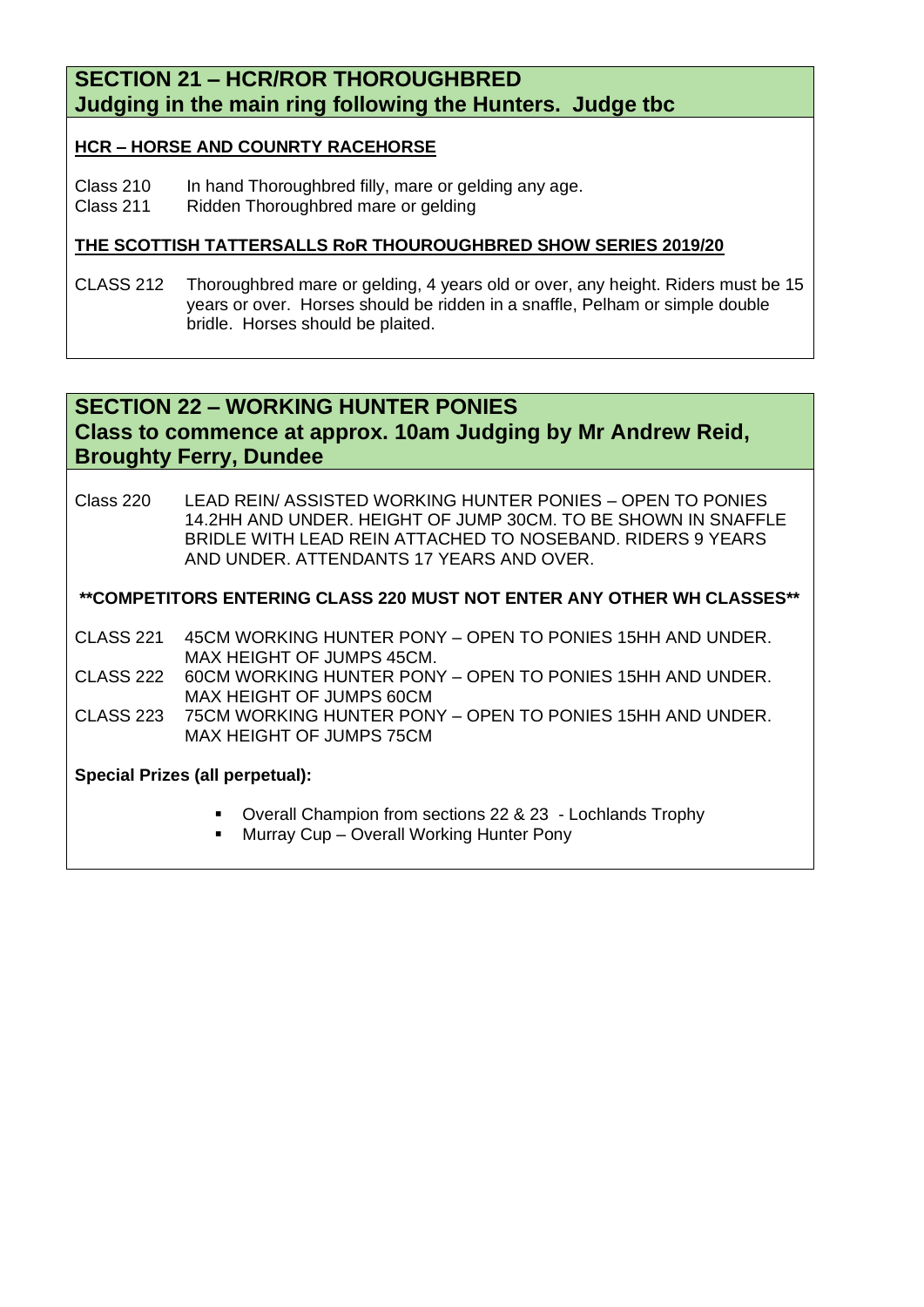## SECTION 21 – HCR/ROR THOROUGHBRED
## Judging in the main ring following the Hunters. Judge tbc

**HCR – HORSE AND COUNRTY RACEHORSE**

Class 210 In hand Thoroughbred filly, mare or gelding any age.
Class 211 Ridden Thoroughbred mare or gelding

**THE SCOTTISH TATTERSALLS RoR THOUROUGHBRED SHOW SERIES 2019/20**

CLASS 212 Thoroughbred mare or gelding, 4 years old or over, any height. Riders must be 15 years or over. Horses should be ridden in a snaffle, Pelham or simple double bridle. Horses should be plaited.

## SECTION 22 – WORKING HUNTER PONIES
## Class to commence at approx. 10am Judging by Mr Andrew Reid, Broughty Ferry, Dundee

Class 220 LEAD REIN/ ASSISTED WORKING HUNTER PONIES – OPEN TO PONIES 14.2HH AND UNDER. HEIGHT OF JUMP 30CM. TO BE SHOWN IN SNAFFLE BRIDLE WITH LEAD REIN ATTACHED TO NOSEBAND. RIDERS 9 YEARS AND UNDER. ATTENDANTS 17 YEARS AND OVER.

**\*\*COMPETITORS ENTERING CLASS 220 MUST NOT ENTER ANY OTHER WH CLASSES\*\***

CLASS 221 45CM WORKING HUNTER PONY – OPEN TO PONIES 15HH AND UNDER. MAX HEIGHT OF JUMPS 45CM.
CLASS 222 60CM WORKING HUNTER PONY – OPEN TO PONIES 15HH AND UNDER. MAX HEIGHT OF JUMPS 60CM
CLASS 223 75CM WORKING HUNTER PONY – OPEN TO PONIES 15HH AND UNDER. MAX HEIGHT OF JUMPS 75CM

**Special Prizes (all perpetual):**

- Overall Champion from sections 22 & 23 - Lochlands Trophy
- Murray Cup – Overall Working Hunter Pony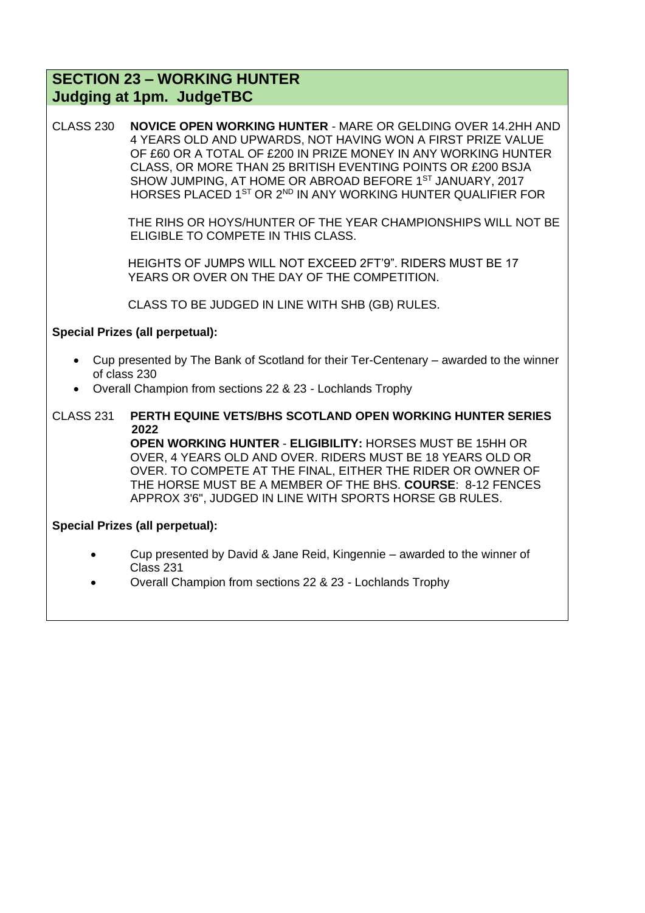## SECTION 23 – WORKING HUNTER
## Judging at 1pm. JudgeTBC

CLASS 230 **NOVICE OPEN WORKING HUNTER** - MARE OR GELDING OVER 14.2HH AND 4 YEARS OLD AND UPWARDS, NOT HAVING WON A FIRST PRIZE VALUE OF £60 OR A TOTAL OF £200 IN PRIZE MONEY IN ANY WORKING HUNTER CLASS, OR MORE THAN 25 BRITISH EVENTING POINTS OR £200 BSJA SHOW JUMPING, AT HOME OR ABROAD BEFORE 1ST JANUARY, 2017 HORSES PLACED 1ST OR 2ND IN ANY WORKING HUNTER QUALIFIER FOR

THE RIHS OR HOYS/HUNTER OF THE YEAR CHAMPIONSHIPS WILL NOT BE ELIGIBLE TO COMPETE IN THIS CLASS.

HEIGHTS OF JUMPS WILL NOT EXCEED 2FT'9". RIDERS MUST BE 17 YEARS OR OVER ON THE DAY OF THE COMPETITION.

CLASS TO BE JUDGED IN LINE WITH SHB (GB) RULES.

**Special Prizes (all perpetual):**

- Cup presented by The Bank of Scotland for their Ter-Centenary – awarded to the winner of class 230
- Overall Champion from sections 22 & 23 - Lochlands Trophy

CLASS 231 **PERTH EQUINE VETS/BHS SCOTLAND OPEN WORKING HUNTER SERIES 2022**
**OPEN WORKING HUNTER** - **ELIGIBILITY:** HORSES MUST BE 15HH OR OVER, 4 YEARS OLD AND OVER. RIDERS MUST BE 18 YEARS OLD OR OVER. TO COMPETE AT THE FINAL, EITHER THE RIDER OR OWNER OF THE HORSE MUST BE A MEMBER OF THE BHS. **COURSE**: 8-12 FENCES APPROX 3'6", JUDGED IN LINE WITH SPORTS HORSE GB RULES.

**Special Prizes (all perpetual):**

- Cup presented by David & Jane Reid, Kingennie – awarded to the winner of Class 231
- Overall Champion from sections 22 & 23 - Lochlands Trophy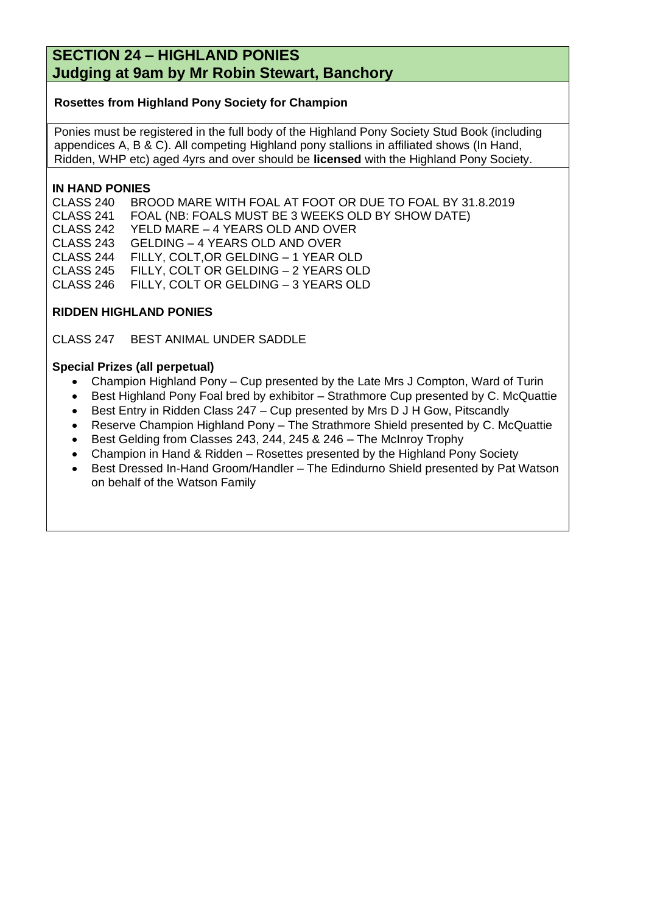## SECTION 24 – HIGHLAND PONIES
## Judging at 9am by Mr Robin Stewart, Banchory

**Rosettes from Highland Pony Society for Champion**

Ponies must be registered in the full body of the Highland Pony Society Stud Book (including appendices A, B & C). All competing Highland pony stallions in affiliated shows (In Hand, Ridden, WHP etc) aged 4yrs and over should be **licensed** with the Highland Pony Society.

**IN HAND PONIES**

CLASS 240 BROOD MARE WITH FOAL AT FOOT OR DUE TO FOAL BY 31.8.2019
CLASS 241 FOAL (NB: FOALS MUST BE 3 WEEKS OLD BY SHOW DATE)
CLASS 242 YELD MARE – 4 YEARS OLD AND OVER
CLASS 243 GELDING – 4 YEARS OLD AND OVER
CLASS 244 FILLY, COLT,OR GELDING – 1 YEAR OLD
CLASS 245 FILLY, COLT OR GELDING – 2 YEARS OLD
CLASS 246 FILLY, COLT OR GELDING – 3 YEARS OLD

**RIDDEN HIGHLAND PONIES**

CLASS 247 BEST ANIMAL UNDER SADDLE

**Special Prizes (all perpetual)**

- Champion Highland Pony – Cup presented by the Late Mrs J Compton, Ward of Turin
- Best Highland Pony Foal bred by exhibitor – Strathmore Cup presented by C. McQuattie
- Best Entry in Ridden Class 247 – Cup presented by Mrs D J H Gow, Pitscandly
- Reserve Champion Highland Pony – The Strathmore Shield presented by C. McQuattie
- Best Gelding from Classes 243, 244, 245 & 246 – The McInroy Trophy
- Champion in Hand & Ridden – Rosettes presented by the Highland Pony Society
- Best Dressed In-Hand Groom/Handler – The Edindurno Shield presented by Pat Watson on behalf of the Watson Family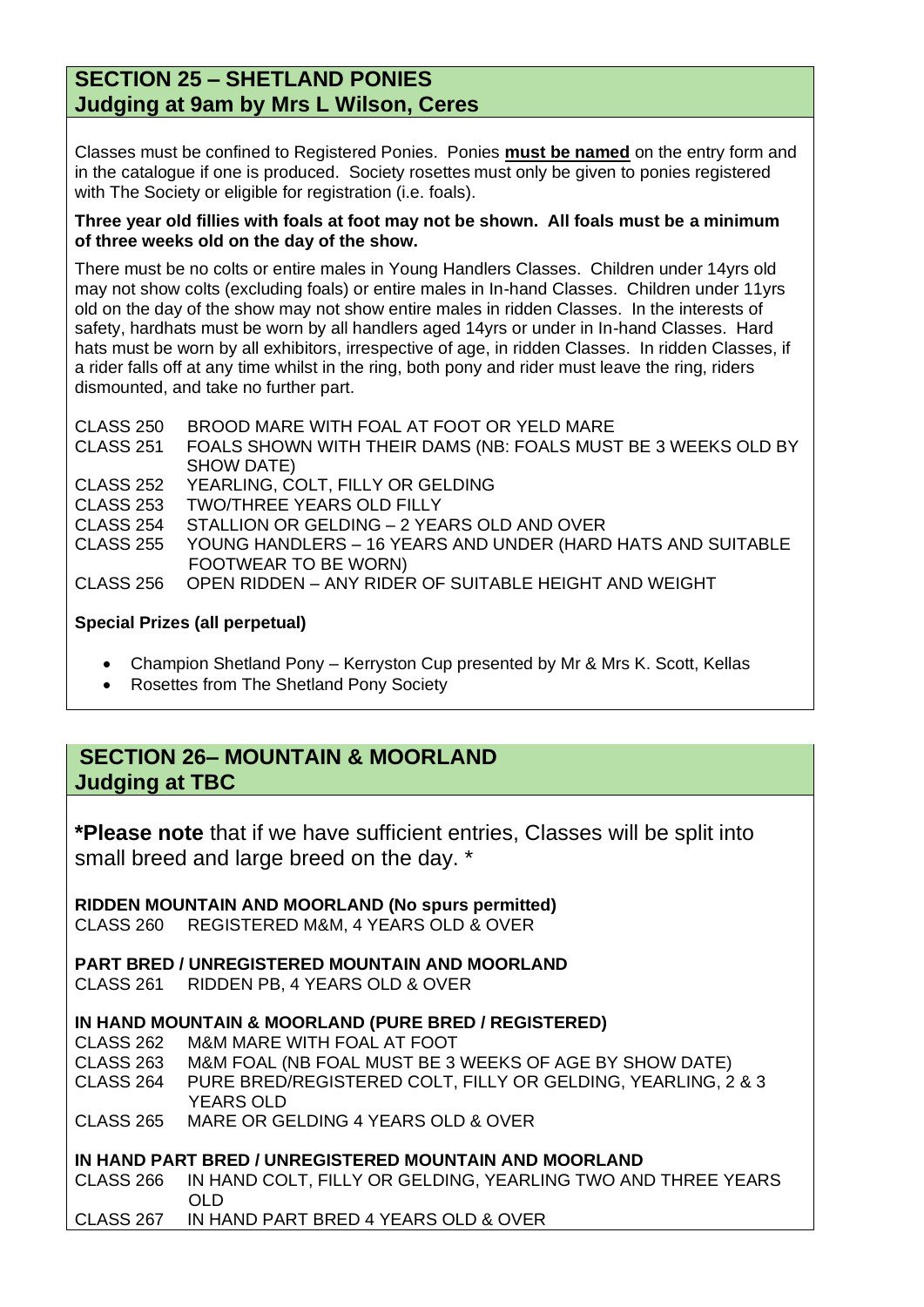## SECTION 25 – SHETLAND PONIES
## Judging at 9am by Mrs L Wilson, Ceres

Classes must be confined to Registered Ponies. Ponies **must be named** on the entry form and in the catalogue if one is produced. Society rosettes must only be given to ponies registered with The Society or eligible for registration (i.e. foals).

**Three year old fillies with foals at foot may not be shown. All foals must be a minimum of three weeks old on the day of the show.**

There must be no colts or entire males in Young Handlers Classes. Children under 14yrs old may not show colts (excluding foals) or entire males in In-hand Classes. Children under 11yrs old on the day of the show may not show entire males in ridden Classes. In the interests of safety, hardhats must be worn by all handlers aged 14yrs or under in In-hand Classes. Hard hats must be worn by all exhibitors, irrespective of age, in ridden Classes. In ridden Classes, if a rider falls off at any time whilst in the ring, both pony and rider must leave the ring, riders dismounted, and take no further part.

CLASS 250 BROOD MARE WITH FOAL AT FOOT OR YELD MARE
CLASS 251 FOALS SHOWN WITH THEIR DAMS (NB: FOALS MUST BE 3 WEEKS OLD BY SHOW DATE)
CLASS 252 YEARLING, COLT, FILLY OR GELDING
CLASS 253 TWO/THREE YEARS OLD FILLY
CLASS 254 STALLION OR GELDING – 2 YEARS OLD AND OVER
CLASS 255 YOUNG HANDLERS – 16 YEARS AND UNDER (HARD HATS AND SUITABLE FOOTWEAR TO BE WORN)
CLASS 256 OPEN RIDDEN – ANY RIDER OF SUITABLE HEIGHT AND WEIGHT

**Special Prizes (all perpetual)**

- Champion Shetland Pony – Kerryston Cup presented by Mr & Mrs K. Scott, Kellas
- Rosettes from The Shetland Pony Society

## SECTION 26– MOUNTAIN & MOORLAND
## Judging at TBC

***Please note** that if we have sufficient entries, Classes will be split into small breed and large breed on the day. *

**RIDDEN MOUNTAIN AND MOORLAND (No spurs permitted)**
CLASS 260 REGISTERED M&M, 4 YEARS OLD & OVER

**PART BRED / UNREGISTERED MOUNTAIN AND MOORLAND**
CLASS 261 RIDDEN PB, 4 YEARS OLD & OVER

**IN HAND MOUNTAIN & MOORLAND (PURE BRED / REGISTERED)**
CLASS 262 M&M MARE WITH FOAL AT FOOT
CLASS 263 M&M FOAL (NB FOAL MUST BE 3 WEEKS OF AGE BY SHOW DATE)
CLASS 264 PURE BRED/REGISTERED COLT, FILLY OR GELDING, YEARLING, 2 & 3 YEARS OLD
CLASS 265 MARE OR GELDING 4 YEARS OLD & OVER

**IN HAND PART BRED / UNREGISTERED MOUNTAIN AND MOORLAND**
CLASS 266 IN HAND COLT, FILLY OR GELDING, YEARLING TWO AND THREE YEARS OLD
CLASS 267 IN HAND PART BRED 4 YEARS OLD & OVER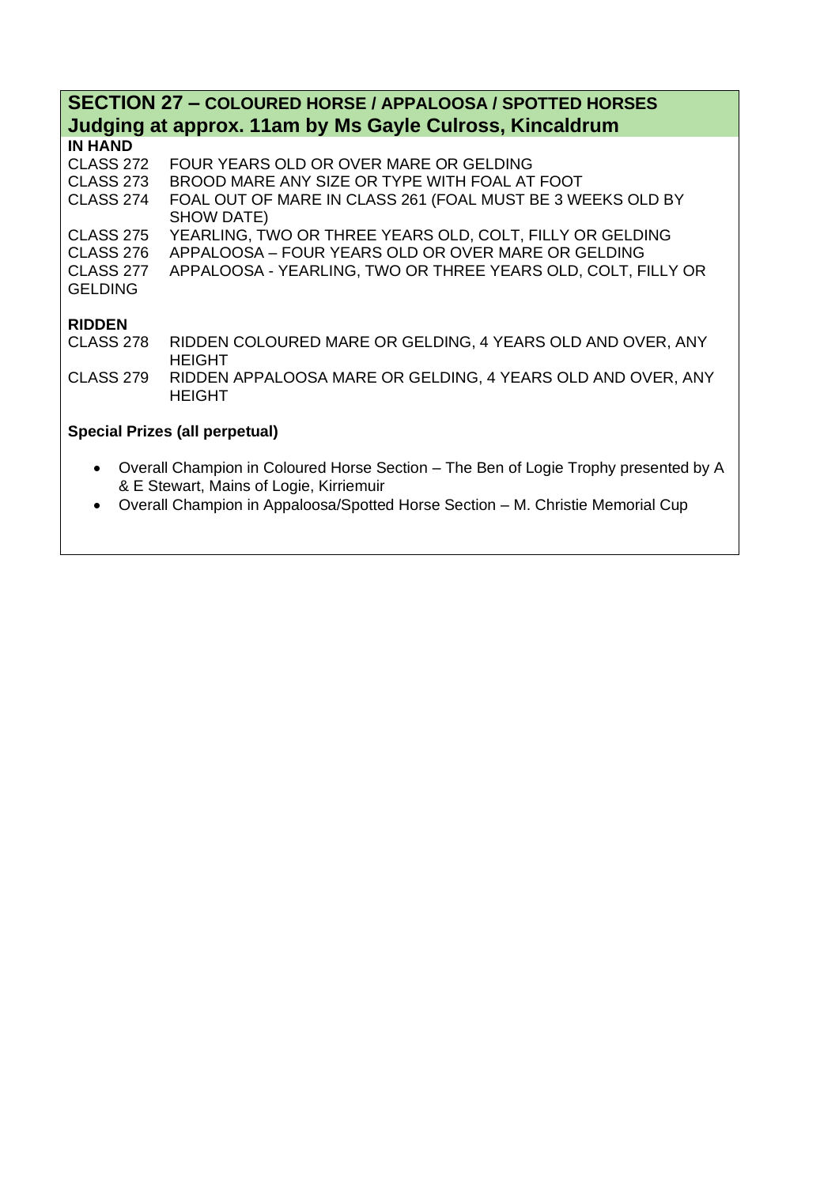## SECTION 27 – COLOURED HORSE / APPALOOSA / SPOTTED HORSES
## Judging at approx. 11am by Ms Gayle Culross, Kincaldrum

**IN HAND**

CLASS 272 FOUR YEARS OLD OR OVER MARE OR GELDING
CLASS 273 BROOD MARE ANY SIZE OR TYPE WITH FOAL AT FOOT
CLASS 274 FOAL OUT OF MARE IN CLASS 261 (FOAL MUST BE 3 WEEKS OLD BY SHOW DATE)
CLASS 275 YEARLING, TWO OR THREE YEARS OLD, COLT, FILLY OR GELDING
CLASS 276 APPALOOSA – FOUR YEARS OLD OR OVER MARE OR GELDING
CLASS 277 APPALOOSA - YEARLING, TWO OR THREE YEARS OLD, COLT, FILLY OR GELDING

**RIDDEN**

CLASS 278 RIDDEN COLOURED MARE OR GELDING, 4 YEARS OLD AND OVER, ANY HEIGHT
CLASS 279 RIDDEN APPALOOSA MARE OR GELDING, 4 YEARS OLD AND OVER, ANY HEIGHT

**Special Prizes (all perpetual)**

- Overall Champion in Coloured Horse Section – The Ben of Logie Trophy presented by A & E Stewart, Mains of Logie, Kirriemuir
- Overall Champion in Appaloosa/Spotted Horse Section – M. Christie Memorial Cup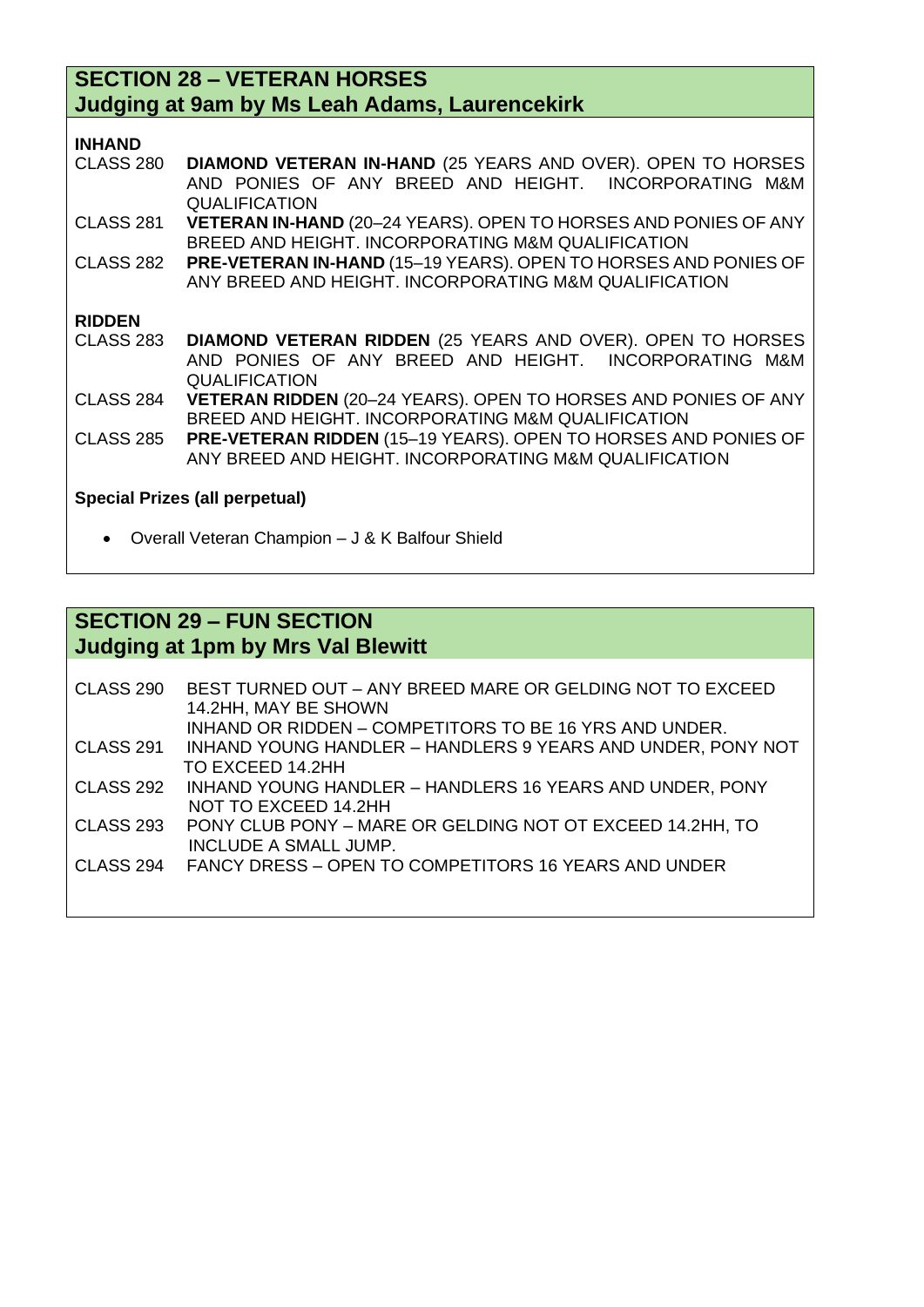## SECTION 28 – VETERAN HORSES
## Judging at 9am by Ms Leah Adams, Laurencekirk

**INHAND**

CLASS 280 **DIAMOND VETERAN IN-HAND** (25 YEARS AND OVER). OPEN TO HORSES AND PONIES OF ANY BREED AND HEIGHT. INCORPORATING M&M QUALIFICATION

CLASS 281 **VETERAN IN-HAND** (20–24 YEARS). OPEN TO HORSES AND PONIES OF ANY BREED AND HEIGHT. INCORPORATING M&M QUALIFICATION

CLASS 282 **PRE-VETERAN IN-HAND** (15–19 YEARS). OPEN TO HORSES AND PONIES OF ANY BREED AND HEIGHT. INCORPORATING M&M QUALIFICATION

**RIDDEN**

CLASS 283 **DIAMOND VETERAN RIDDEN** (25 YEARS AND OVER). OPEN TO HORSES AND PONIES OF ANY BREED AND HEIGHT. INCORPORATING M&M QUALIFICATION

CLASS 284 **VETERAN RIDDEN** (20–24 YEARS). OPEN TO HORSES AND PONIES OF ANY BREED AND HEIGHT. INCORPORATING M&M QUALIFICATION

CLASS 285 **PRE-VETERAN RIDDEN** (15–19 YEARS). OPEN TO HORSES AND PONIES OF ANY BREED AND HEIGHT. INCORPORATING M&M QUALIFICATION

**Special Prizes (all perpetual)**

- Overall Veteran Champion – J & K Balfour Shield

## SECTION 29 – FUN SECTION
## Judging at 1pm by Mrs Val Blewitt

CLASS 290 BEST TURNED OUT – ANY BREED MARE OR GELDING NOT TO EXCEED 14.2HH, MAY BE SHOWN INHAND OR RIDDEN – COMPETITORS TO BE 16 YRS AND UNDER.

CLASS 291 INHAND YOUNG HANDLER – HANDLERS 9 YEARS AND UNDER, PONY NOT TO EXCEED 14.2HH

CLASS 292 INHAND YOUNG HANDLER – HANDLERS 16 YEARS AND UNDER, PONY NOT TO EXCEED 14.2HH

CLASS 293 PONY CLUB PONY – MARE OR GELDING NOT OT EXCEED 14.2HH, TO INCLUDE A SMALL JUMP.

CLASS 294 FANCY DRESS – OPEN TO COMPETITORS 16 YEARS AND UNDER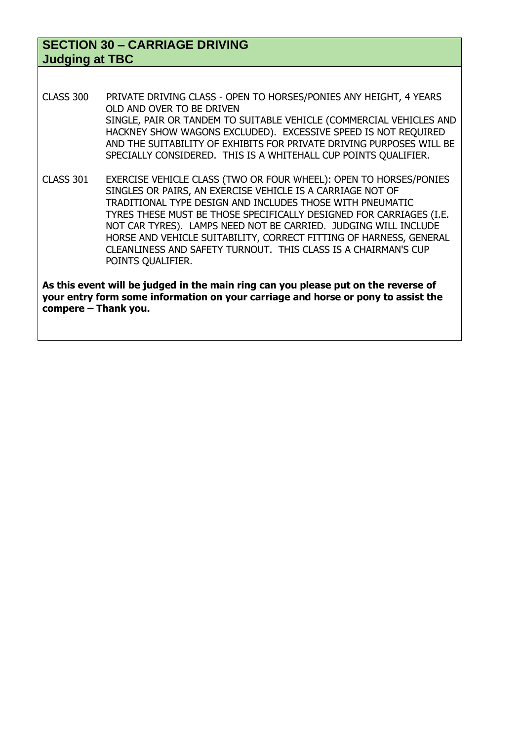## SECTION 30 – CARRIAGE DRIVING
## Judging at TBC

CLASS 300 PRIVATE DRIVING CLASS - OPEN TO HORSES/PONIES ANY HEIGHT, 4 YEARS OLD AND OVER TO BE DRIVEN
SINGLE, PAIR OR TANDEM TO SUITABLE VEHICLE (COMMERCIAL VEHICLES AND HACKNEY SHOW WAGONS EXCLUDED). EXCESSIVE SPEED IS NOT REQUIRED AND THE SUITABILITY OF EXHIBITS FOR PRIVATE DRIVING PURPOSES WILL BE SPECIALLY CONSIDERED. THIS IS A WHITEHALL CUP POINTS QUALIFIER.

CLASS 301 EXERCISE VEHICLE CLASS (TWO OR FOUR WHEEL): OPEN TO HORSES/PONIES SINGLES OR PAIRS, AN EXERCISE VEHICLE IS A CARRIAGE NOT OF TRADITIONAL TYPE DESIGN AND INCLUDES THOSE WITH PNEUMATIC TYRES THESE MUST BE THOSE SPECIFICALLY DESIGNED FOR CARRIAGES (I.E. NOT CAR TYRES). LAMPS NEED NOT BE CARRIED. JUDGING WILL INCLUDE HORSE AND VEHICLE SUITABILITY, CORRECT FITTING OF HARNESS, GENERAL CLEANLINESS AND SAFETY TURNOUT. THIS CLASS IS A CHAIRMAN'S CUP POINTS QUALIFIER.

**As this event will be judged in the main ring can you please put on the reverse of your entry form some information on your carriage and horse or pony to assist the compere – Thank you.**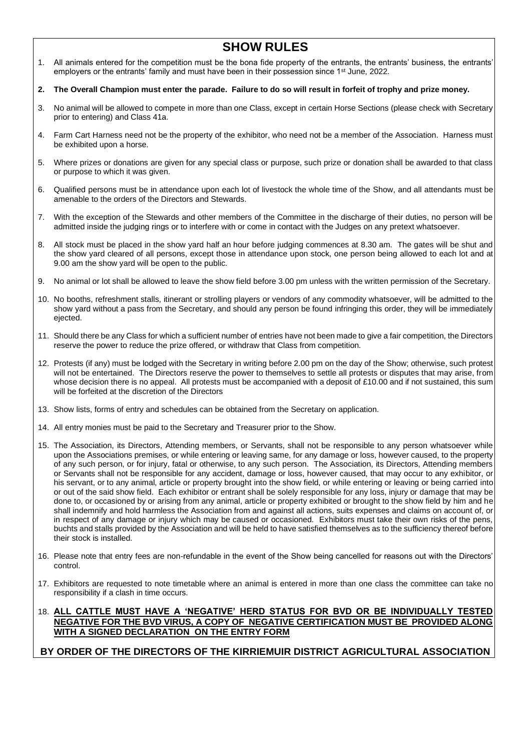# SHOW RULES

1. All animals entered for the competition must be the bona fide property of the entrants, the entrants' business, the entrants' employers or the entrants' family and must have been in their possession since 1st June, 2022.

2. **The Overall Champion must enter the parade. Failure to do so will result in forfeit of trophy and prize money.**

3. No animal will be allowed to compete in more than one Class, except in certain Horse Sections (please check with Secretary prior to entering) and Class 41a.

4. Farm Cart Harness need not be the property of the exhibitor, who need not be a member of the Association. Harness must be exhibited upon a horse.

5. Where prizes or donations are given for any special class or purpose, such prize or donation shall be awarded to that class or purpose to which it was given.

6. Qualified persons must be in attendance upon each lot of livestock the whole time of the Show, and all attendants must be amenable to the orders of the Directors and Stewards.

7. With the exception of the Stewards and other members of the Committee in the discharge of their duties, no person will be admitted inside the judging rings or to interfere with or come in contact with the Judges on any pretext whatsoever.

8. All stock must be placed in the show yard half an hour before judging commences at 8.30 am. The gates will be shut and the show yard cleared of all persons, except those in attendance upon stock, one person being allowed to each lot and at 9.00 am the show yard will be open to the public.

9. No animal or lot shall be allowed to leave the show field before 3.00 pm unless with the written permission of the Secretary.

10. No booths, refreshment stalls, itinerant or strolling players or vendors of any commodity whatsoever, will be admitted to the show yard without a pass from the Secretary, and should any person be found infringing this order, they will be immediately ejected.

11. Should there be any Class for which a sufficient number of entries have not been made to give a fair competition, the Directors reserve the power to reduce the prize offered, or withdraw that Class from competition.

12. Protests (if any) must be lodged with the Secretary in writing before 2.00 pm on the day of the Show; otherwise, such protest will not be entertained. The Directors reserve the power to themselves to settle all protests or disputes that may arise, from whose decision there is no appeal. All protests must be accompanied with a deposit of £10.00 and if not sustained, this sum will be forfeited at the discretion of the Directors

13. Show lists, forms of entry and schedules can be obtained from the Secretary on application.

14. All entry monies must be paid to the Secretary and Treasurer prior to the Show.

15. The Association, its Directors, Attending members, or Servants, shall not be responsible to any person whatsoever while upon the Associations premises, or while entering or leaving same, for any damage or loss, however caused, to the property of any such person, or for injury, fatal or otherwise, to any such person. The Association, its Directors, Attending members or Servants shall not be responsible for any accident, damage or loss, however caused, that may occur to any exhibitor, or his servant, or to any animal, article or property brought into the show field, or while entering or leaving or being carried into or out of the said show field. Each exhibitor or entrant shall be solely responsible for any loss, injury or damage that may be done to, or occasioned by or arising from any animal, article or property exhibited or brought to the show field by him and he shall indemnify and hold harmless the Association from and against all actions, suits expenses and claims on account of, or in respect of any damage or injury which may be caused or occasioned. Exhibitors must take their own risks of the pens, buchts and stalls provided by the Association and will be held to have satisfied themselves as to the sufficiency thereof before their stock is installed.

16. Please note that entry fees are non-refundable in the event of the Show being cancelled for reasons out with the Directors' control.

17. Exhibitors are requested to note timetable where an animal is entered in more than one class the committee can take no responsibility if a clash in time occurs.

18. **ALL CATTLE MUST HAVE A 'NEGATIVE' HERD STATUS FOR BVD OR BE INDIVIDUALLY TESTED NEGATIVE FOR THE BVD VIRUS, A COPY OF NEGATIVE CERTIFICATION MUST BE PROVIDED ALONG WITH A SIGNED DECLARATION ON THE ENTRY FORM**

**BY ORDER OF THE DIRECTORS OF THE KIRRIEMUIR DISTRICT AGRICULTURAL ASSOCIATION**